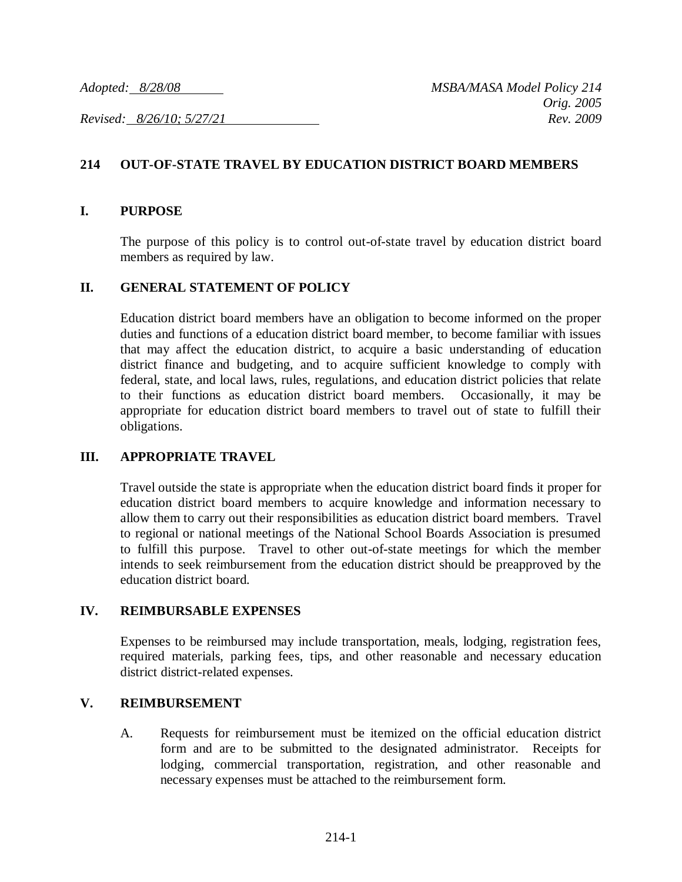*Adopted: 8/28/08* *MSBA/MASA Model Policy 214*
*Orig. 2005*
*Revised: 8/26/10; 5/27/21* *Rev. 2009*

# 214 OUT-OF-STATE TRAVEL BY EDUCATION DISTRICT BOARD MEMBERS

## I. PURPOSE

The purpose of this policy is to control out-of-state travel by education district board members as required by law.

## II. GENERAL STATEMENT OF POLICY

Education district board members have an obligation to become informed on the proper duties and functions of a education district board member, to become familiar with issues that may affect the education district, to acquire a basic understanding of education district finance and budgeting, and to acquire sufficient knowledge to comply with federal, state, and local laws, rules, regulations, and education district policies that relate to their functions as education district board members. Occasionally, it may be appropriate for education district board members to travel out of state to fulfill their obligations.

## III. APPROPRIATE TRAVEL

Travel outside the state is appropriate when the education district board finds it proper for education district board members to acquire knowledge and information necessary to allow them to carry out their responsibilities as education district board members. Travel to regional or national meetings of the National School Boards Association is presumed to fulfill this purpose. Travel to other out-of-state meetings for which the member intends to seek reimbursement from the education district should be preapproved by the education district board.

## IV. REIMBURSABLE EXPENSES

Expenses to be reimbursed may include transportation, meals, lodging, registration fees, required materials, parking fees, tips, and other reasonable and necessary education district district-related expenses.

## V. REIMBURSEMENT

A. Requests for reimbursement must be itemized on the official education district form and are to be submitted to the designated administrator. Receipts for lodging, commercial transportation, registration, and other reasonable and necessary expenses must be attached to the reimbursement form.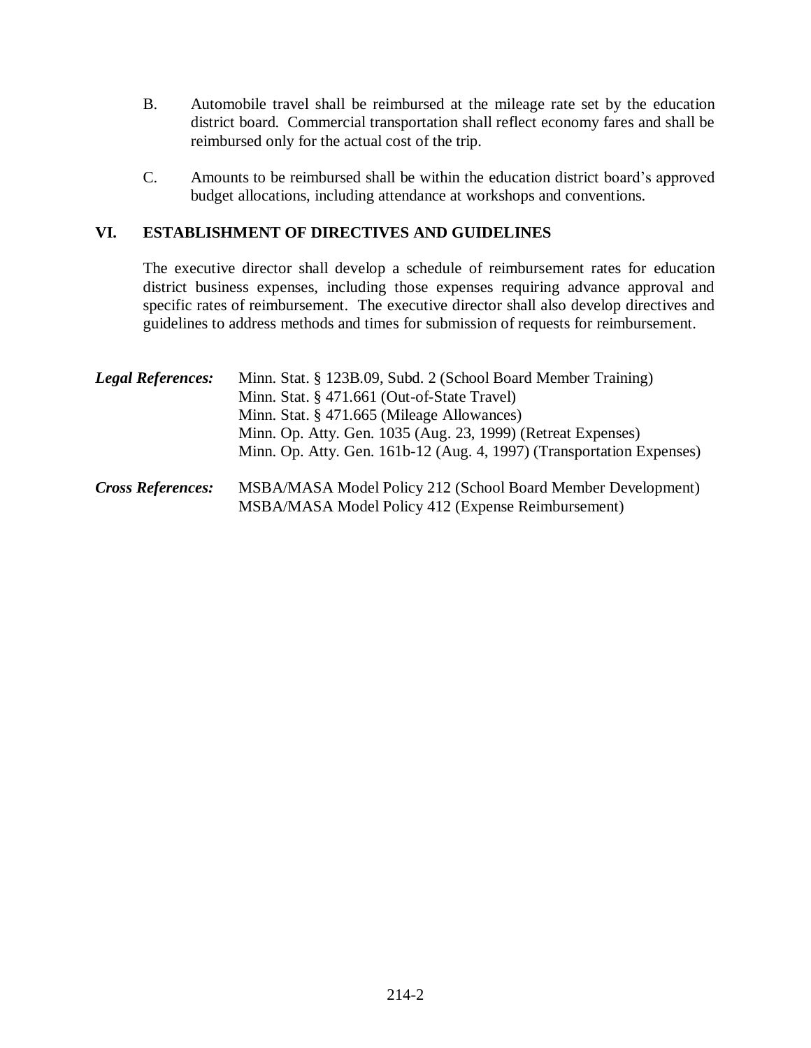B. Automobile travel shall be reimbursed at the mileage rate set by the education district board. Commercial transportation shall reflect economy fares and shall be reimbursed only for the actual cost of the trip.

C. Amounts to be reimbursed shall be within the education district board's approved budget allocations, including attendance at workshops and conventions.

## VI. ESTABLISHMENT OF DIRECTIVES AND GUIDELINES

The executive director shall develop a schedule of reimbursement rates for education district business expenses, including those expenses requiring advance approval and specific rates of reimbursement. The executive director shall also develop directives and guidelines to address methods and times for submission of requests for reimbursement.

***Legal References:***
Minn. Stat. § 123B.09, Subd. 2 (School Board Member Training)
Minn. Stat. § 471.661 (Out-of-State Travel)
Minn. Stat. § 471.665 (Mileage Allowances)
Minn. Op. Atty. Gen. 1035 (Aug. 23, 1999) (Retreat Expenses)
Minn. Op. Atty. Gen. 161b-12 (Aug. 4, 1997) (Transportation Expenses)

***Cross References:***
MSBA/MASA Model Policy 212 (School Board Member Development)
MSBA/MASA Model Policy 412 (Expense Reimbursement)